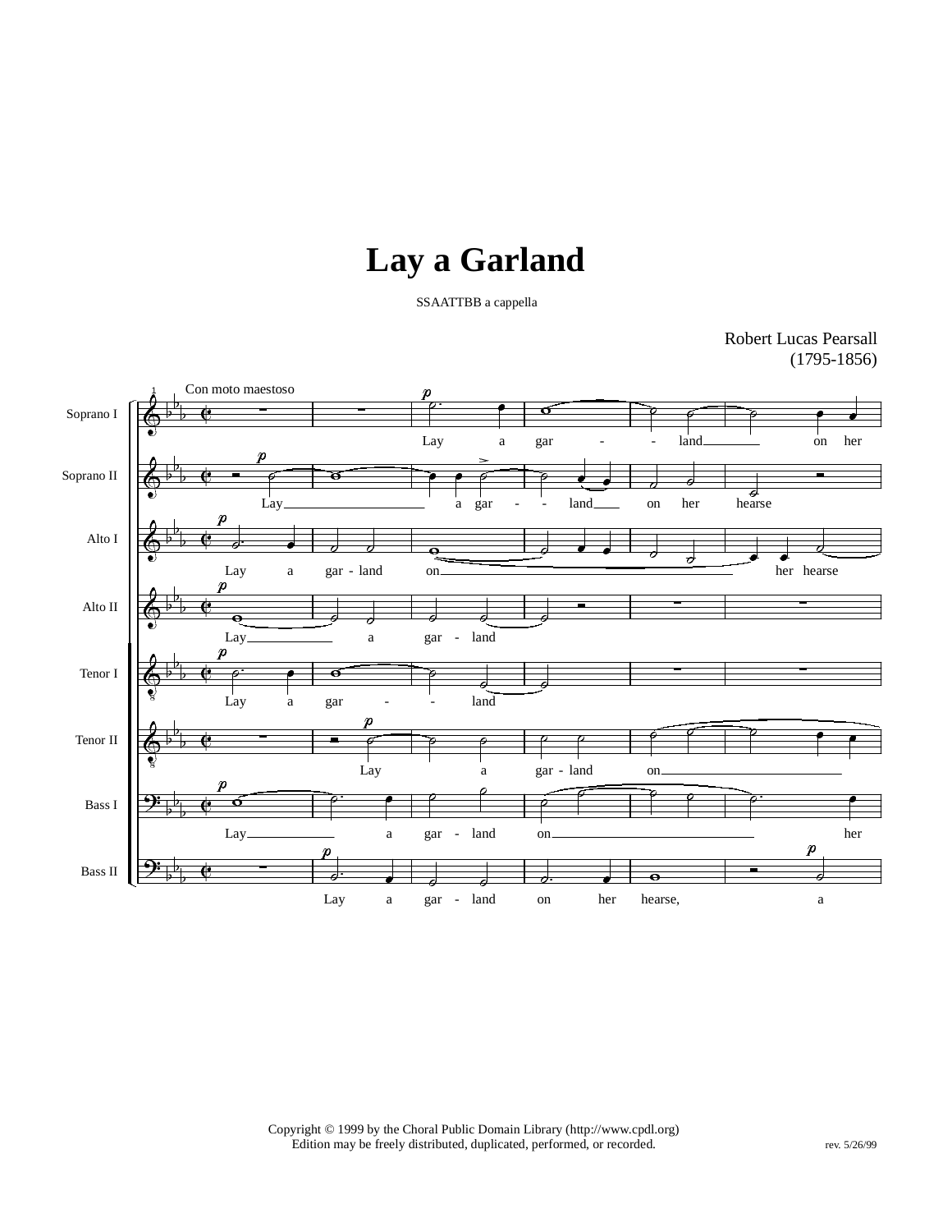# Lay a Garland

SSAATTBB a cappella

Robert Lucas Pearsall
(1795-1856)

Copyright © 1999 by the Choral Public Domain Library (http://www.cpdl.org)
Edition may be freely distributed, duplicated, performed, or recorded.

rev. 5/26/99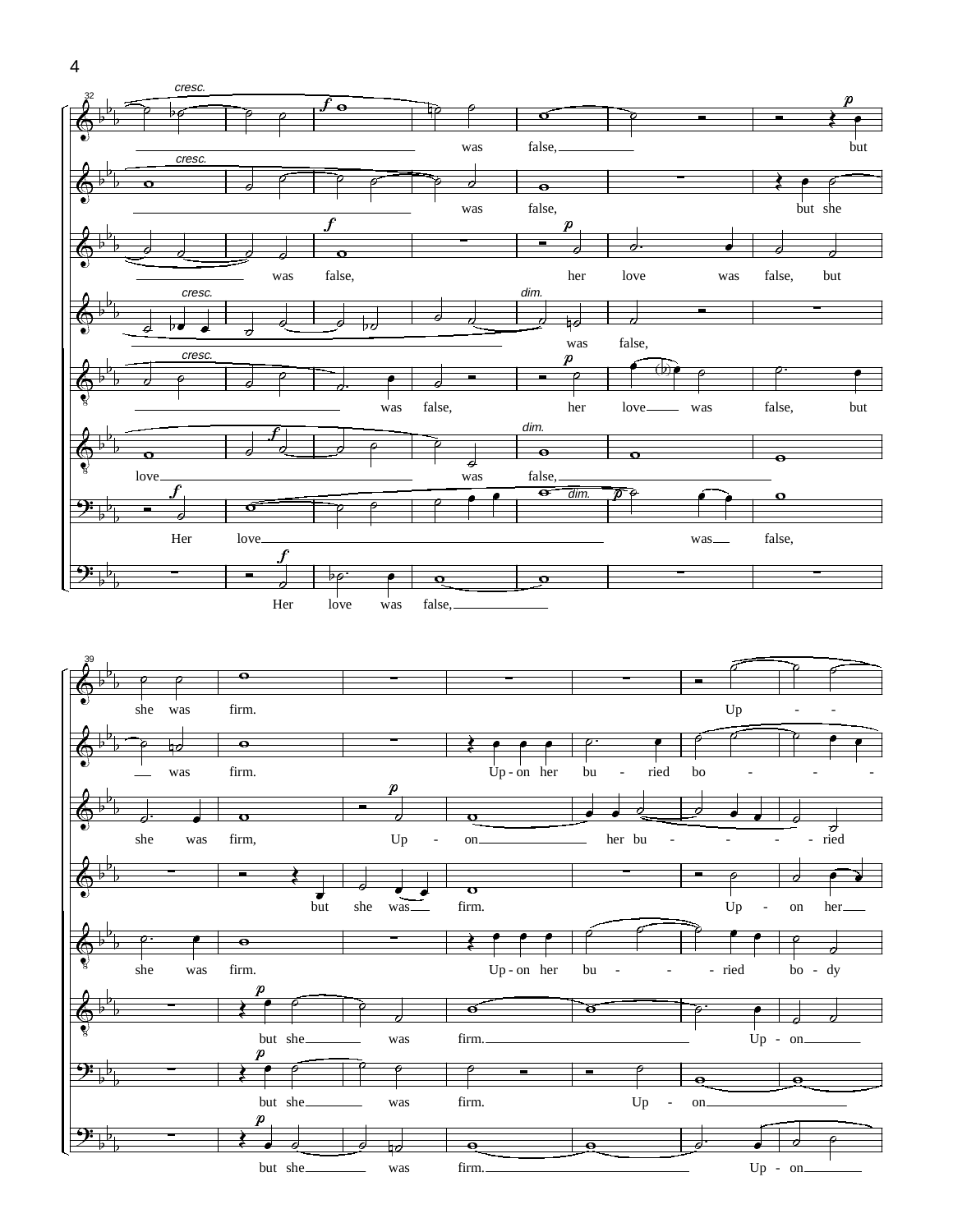32

cresc.

was false, but

cresc.

was false, but she

was false, her love was false, but

cresc. dim.

was false,

cresc.

was false, her love was false, but

dim.

love was false,

dim.

Her love was false,

Her love was false,

39

she was firm. Up - -

was firm. Up - on her bu - ried bo - - - -

she was firm, Up - on her bu - - - - ried

but she was firm. Up - on her

she was firm. Up - on her bu - - - ried bo - dy

but she was firm. Up - on

but she was firm. Up - on

but she was firm. Up - on